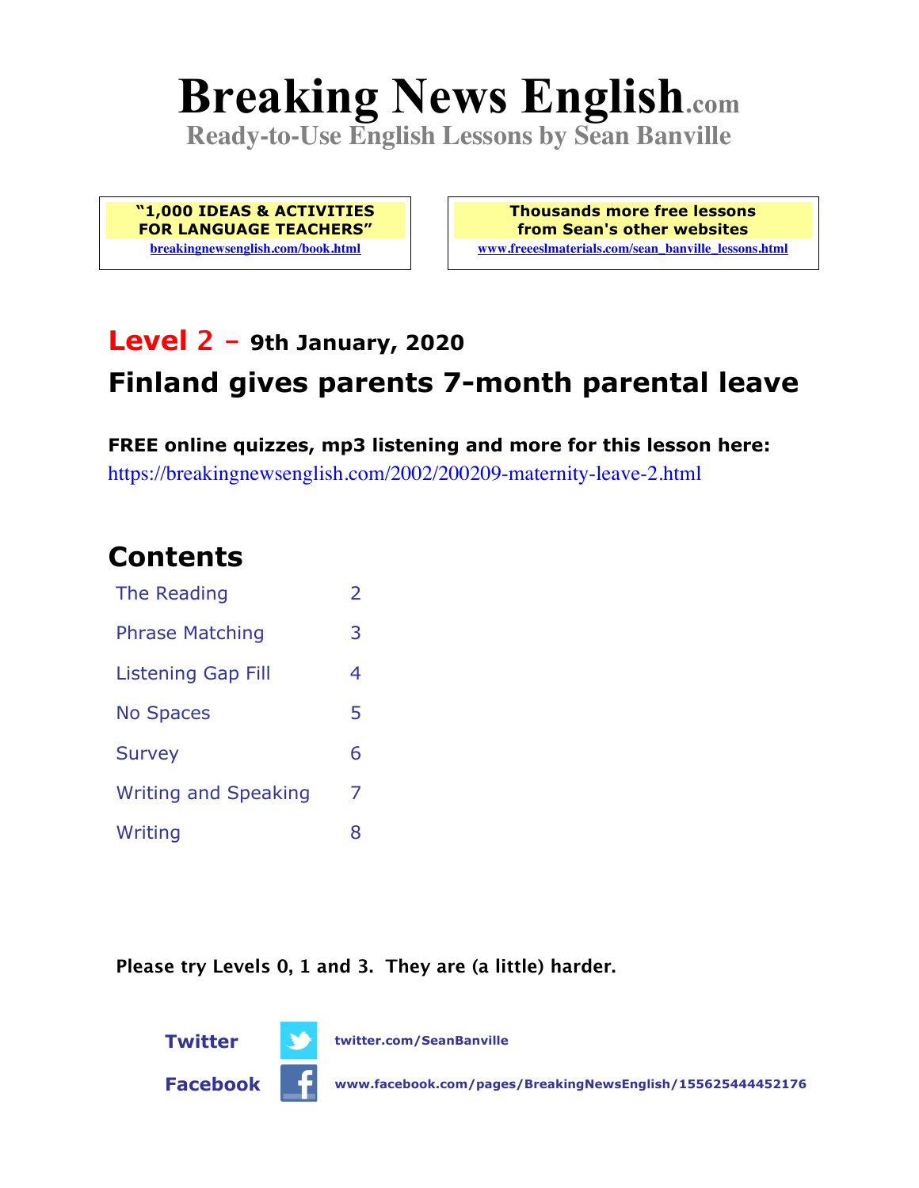# Breaking News English.com

**Ready-to-Use English Lessons by Sean Banville**

**"1,000 IDEAS & ACTIVITIES FOR LANGUAGE TEACHERS"**
breakingnewsenglish.com/book.html

**Thousands more free lessons from Sean's other websites**
www.freeeslmaterials.com/sean_banville_lessons.html

## Level 2 – 9th January, 2020

## Finland gives parents 7-month parental leave

**FREE online quizzes, mp3 listening and more for this lesson here:**
https://breakingnewsenglish.com/2002/200209-maternity-leave-2.html

## Contents

| | |
|---|---|
| The Reading | 2 |
| Phrase Matching | 3 |
| Listening Gap Fill | 4 |
| No Spaces | 5 |
| Survey | 6 |
| Writing and Speaking | 7 |
| Writing | 8 |

**Please try Levels 0, 1 and 3. They are (a little) harder.**

**Twitter** twitter.com/SeanBanville

**Facebook** www.facebook.com/pages/BreakingNewsEnglish/155625444452176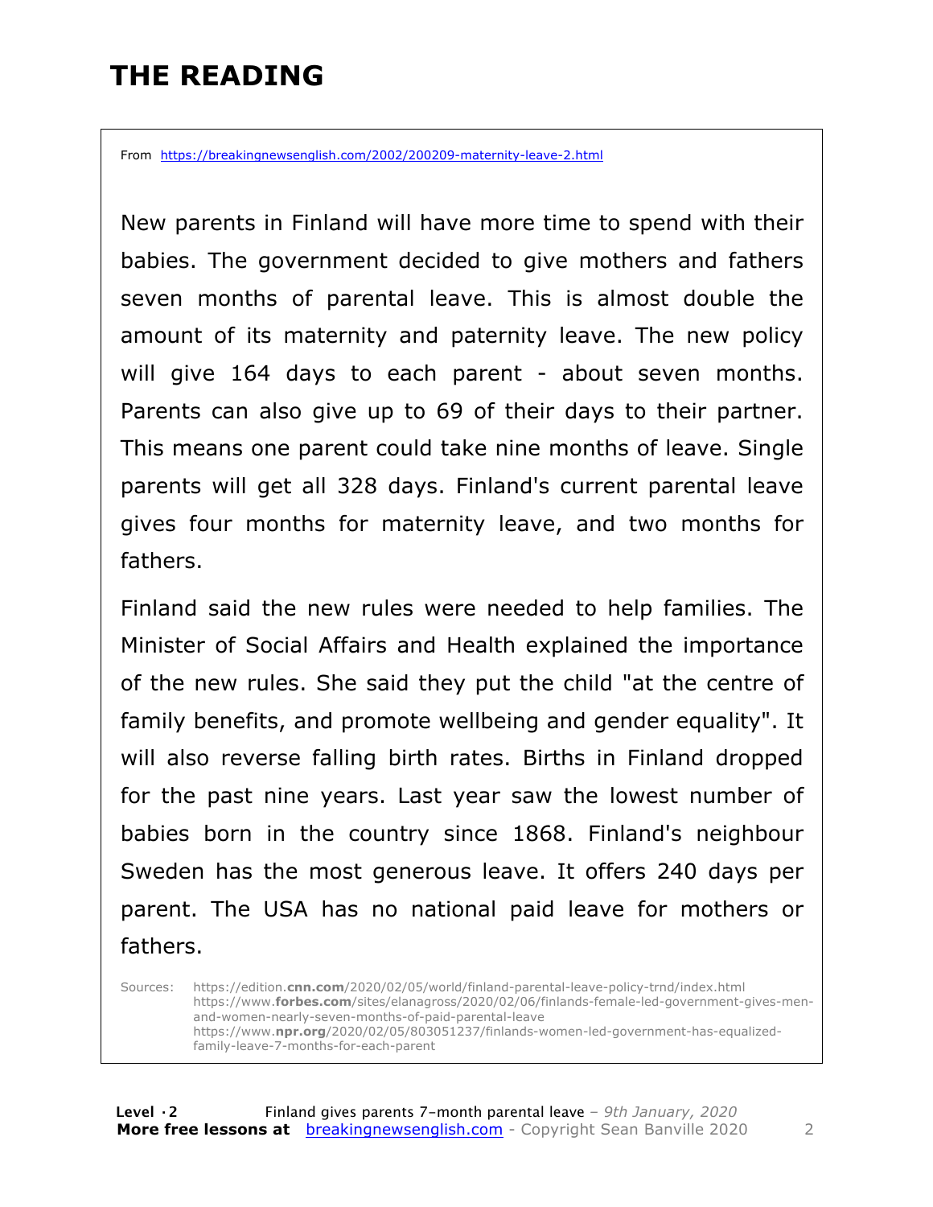# THE READING

From https://breakingnewsenglish.com/2002/200209-maternity-leave-2.html

New parents in Finland will have more time to spend with their babies. The government decided to give mothers and fathers seven months of parental leave. This is almost double the amount of its maternity and paternity leave. The new policy will give 164 days to each parent - about seven months. Parents can also give up to 69 of their days to their partner. This means one parent could take nine months of leave. Single parents will get all 328 days. Finland's current parental leave gives four months for maternity leave, and two months for fathers.

Finland said the new rules were needed to help families. The Minister of Social Affairs and Health explained the importance of the new rules. She said they put the child "at the centre of family benefits, and promote wellbeing and gender equality". It will also reverse falling birth rates. Births in Finland dropped for the past nine years. Last year saw the lowest number of babies born in the country since 1868. Finland's neighbour Sweden has the most generous leave. It offers 240 days per parent. The USA has no national paid leave for mothers or fathers.

Sources: https://edition.**cnn.com**/2020/02/05/world/finland-parental-leave-policy-trnd/index.html
https://www.**forbes.com**/sites/elanagross/2020/02/06/finlands-female-led-government-gives-men-and-women-nearly-seven-months-of-paid-parental-leave
https://www.**npr.org**/2020/02/05/803051237/finlands-women-led-government-has-equalized-family-leave-7-months-for-each-parent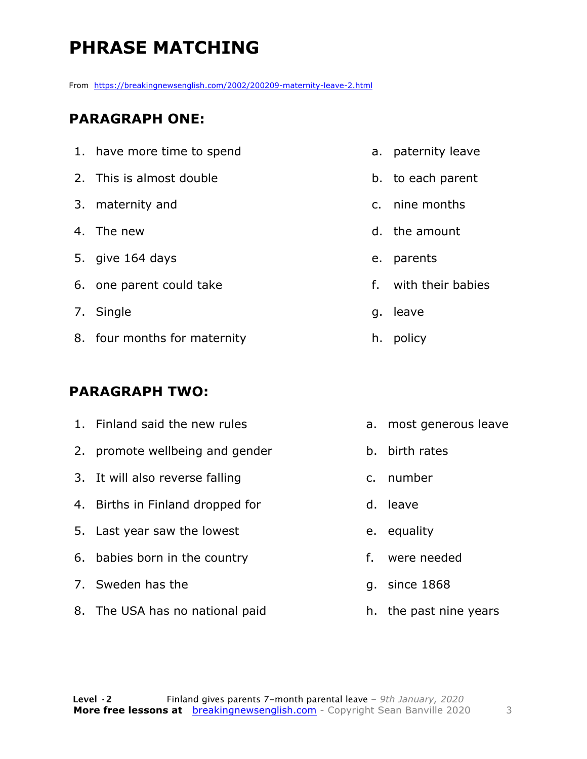# PHRASE MATCHING

From https://breakingnewsenglish.com/2002/200209-maternity-leave-2.html

## PARAGRAPH ONE:

| | | | |
|---|---|---|---|
| 1. | have more time to spend | a. | paternity leave |
| 2. | This is almost double | b. | to each parent |
| 3. | maternity and | c. | nine months |
| 4. | The new | d. | the amount |
| 5. | give 164 days | e. | parents |
| 6. | one parent could take | f. | with their babies |
| 7. | Single | g. | leave |
| 8. | four months for maternity | h. | policy |

## PARAGRAPH TWO:

| | | | |
|---|---|---|---|
| 1. | Finland said the new rules | a. | most generous leave |
| 2. | promote wellbeing and gender | b. | birth rates |
| 3. | It will also reverse falling | c. | number |
| 4. | Births in Finland dropped for | d. | leave |
| 5. | Last year saw the lowest | e. | equality |
| 6. | babies born in the country | f. | were needed |
| 7. | Sweden has the | g. | since 1868 |
| 8. | The USA has no national paid | h. | the past nine years |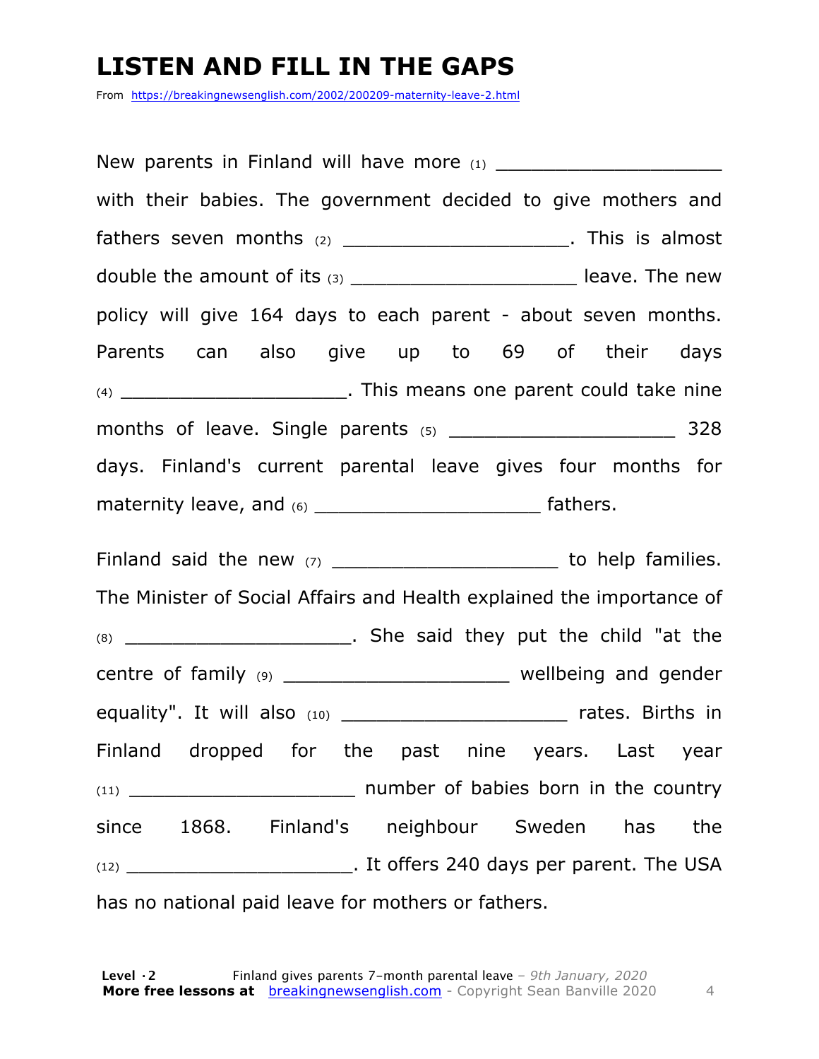# LISTEN AND FILL IN THE GAPS

From https://breakingnewsenglish.com/2002/200209-maternity-leave-2.html

New parents in Finland will have more (1) ____________________ with their babies. The government decided to give mothers and fathers seven months (2) ____________________. This is almost double the amount of its (3) ____________________ leave. The new policy will give 164 days to each parent - about seven months. Parents can also give up to 69 of their days (4) ____________________. This means one parent could take nine months of leave. Single parents (5) ____________________ 328 days. Finland's current parental leave gives four months for maternity leave, and (6) ____________________ fathers.

Finland said the new (7) ____________________ to help families. The Minister of Social Affairs and Health explained the importance of (8) ____________________. She said they put the child "at the centre of family (9) ____________________ wellbeing and gender equality". It will also (10) ____________________ rates. Births in Finland dropped for the past nine years. Last year (11) ____________________ number of babies born in the country since 1868. Finland's neighbour Sweden has the (12) ____________________. It offers 240 days per parent. The USA has no national paid leave for mothers or fathers.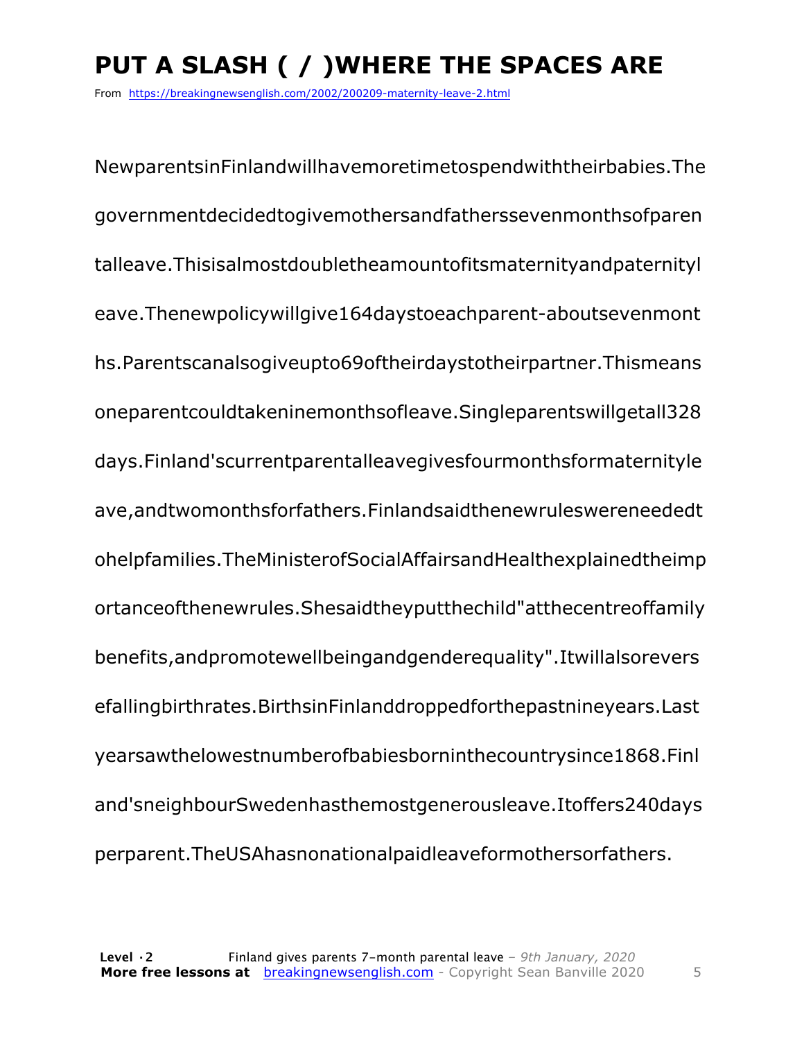# PUT A SLASH ( / )WHERE THE SPACES ARE

From https://breakingnewsenglish.com/2002/200209-maternity-leave-2.html

NewparentsinFinlandwillhavemoretimetospendwiththeirbabies.The governmentdecidedtogivemothersandfatherssevenmonthsofparen talleave.Thisisalmostdoubletheamountofitsmaternityandpaternityl eave.Thenewpolicywillgive164daystoeachparent-aboutsevenmont hs.Parentscanalsogiveupto69oftheirdaystotheirpartner.Thismeans oneparentcouldtakeninemonthsofleave.Singleparentswillgetall328 days.Finland'scurrentparentalleavegivesfourmonthsformaternityle ave,andtwomonthsforfathers.Finlandsaidthenewruleswereneededt ohelpfamilies.TheMinisterofSocialAffairsandHealthexplainedtheimp ortanceofthenewrules.Shesaidtheyputthechild"atthecentreoffamily benefits,andpromotewellbeingandgenderequality".Itwillalsorevers efallingbirthrates.BirthsinFinlanddroppedforthepastnineyears.Last yearsawthelowestnumberofbabiesborninthecountrysince1868.Finl and'sneighbourSwedenhasthemostgenerousleave.Itoffers240days perparent.TheUSAhasnonationalpaidleaveformothersorfathers.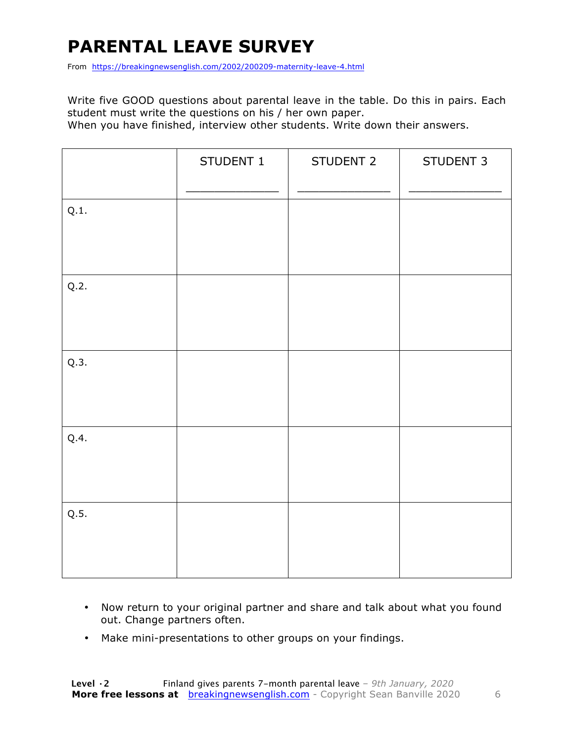# PARENTAL LEAVE SURVEY

From https://breakingnewsenglish.com/2002/200209-maternity-leave-4.html

Write five GOOD questions about parental leave in the table. Do this in pairs. Each student must write the questions on his / her own paper.
When you have finished, interview other students. Write down their answers.

| | STUDENT 1<br>_____________ | STUDENT 2<br>_____________ | STUDENT 3<br>_____________ |
|---|---|---|---|
| Q.1. | | | |
| Q.2. | | | |
| Q.3. | | | |
| Q.4. | | | |
| Q.5. | | | |

- Now return to your original partner and share and talk about what you found out. Change partners often.
- Make mini-presentations to other groups on your findings.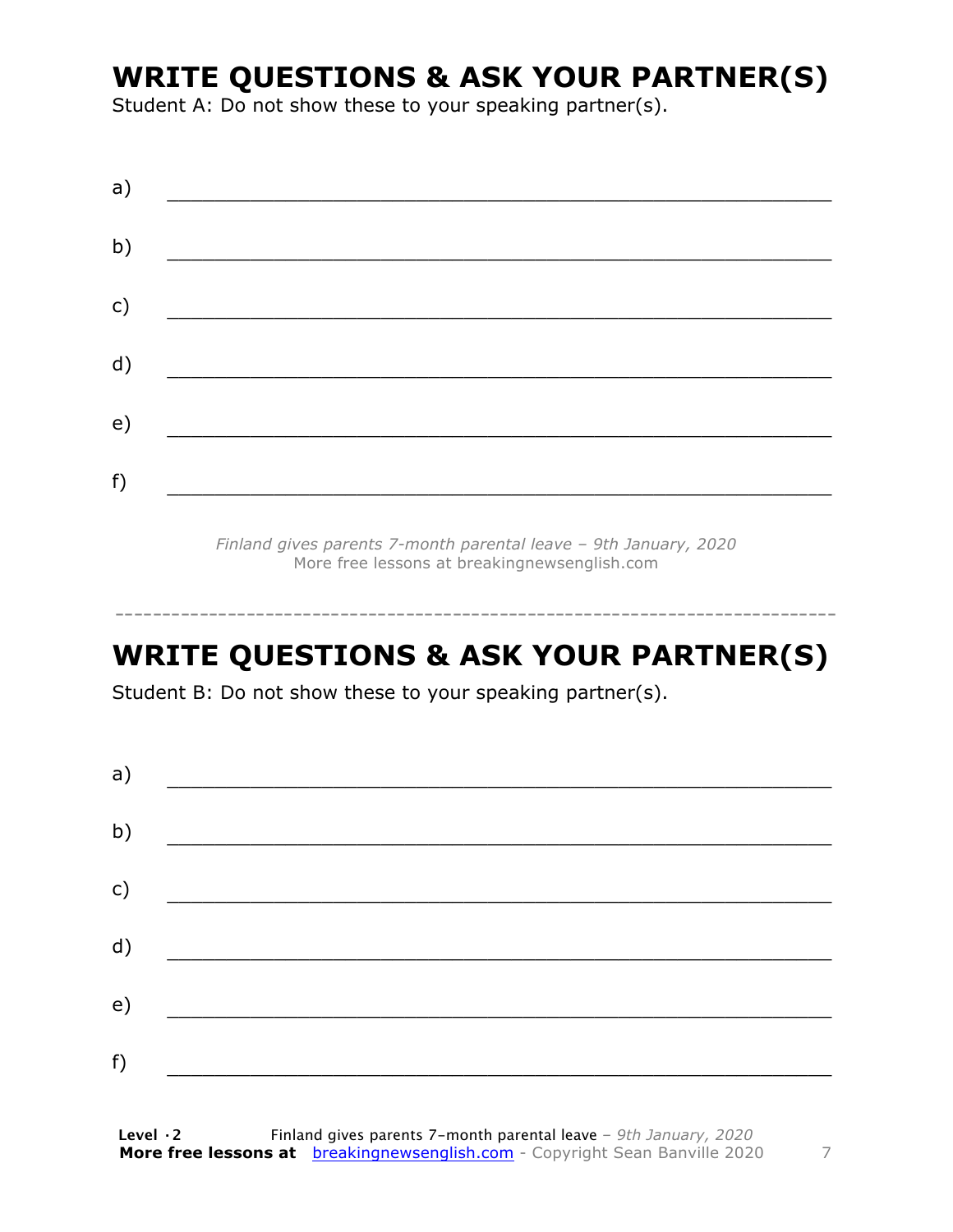## WRITE QUESTIONS & ASK YOUR PARTNER(S)

Student A: Do not show these to your speaking partner(s).

a) ___________________________________________________________

b) ___________________________________________________________

c) ___________________________________________________________

d) ___________________________________________________________

e) ___________________________________________________________

f) ___________________________________________________________

*Finland gives parents 7-month parental leave – 9th January, 2020*
More free lessons at breakingnewsenglish.com

---

## WRITE QUESTIONS & ASK YOUR PARTNER(S)

Student B: Do not show these to your speaking partner(s).

a) ___________________________________________________________

b) ___________________________________________________________

c) ___________________________________________________________

d) ___________________________________________________________

e) ___________________________________________________________

f) ___________________________________________________________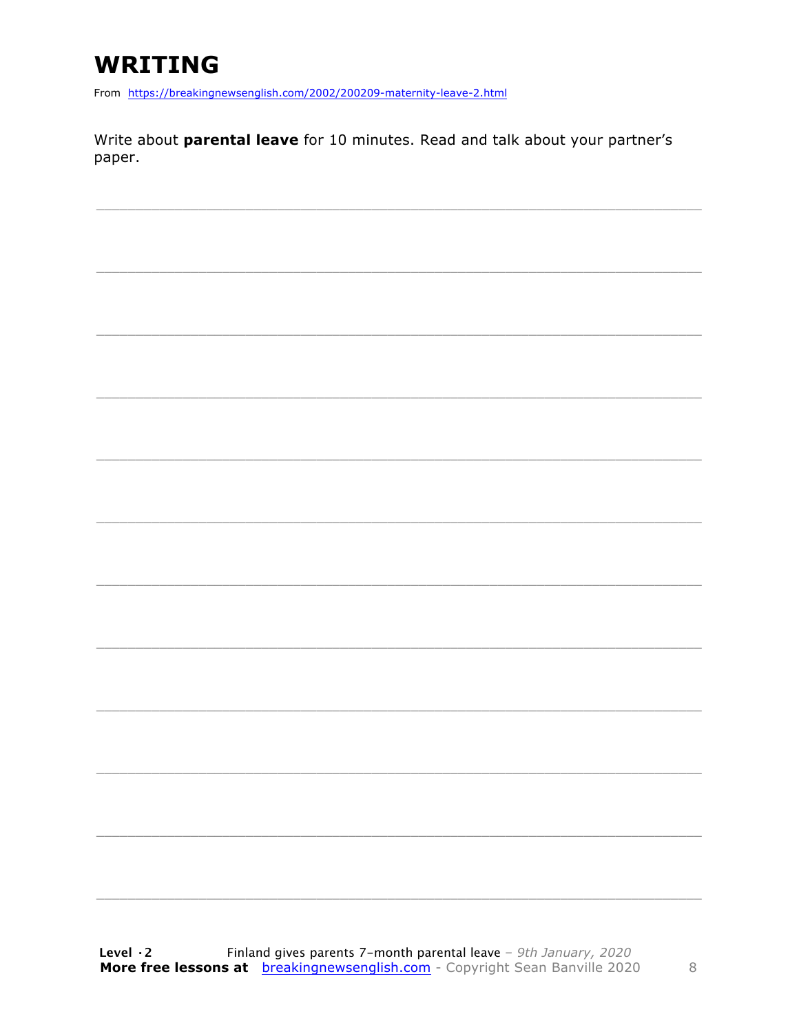# WRITING

From https://breakingnewsenglish.com/2002/200209-maternity-leave-2.html

Write about **parental leave** for 10 minutes. Read and talk about your partner's paper.

___

___

___

___

___

___

___

___

___

___

___

___